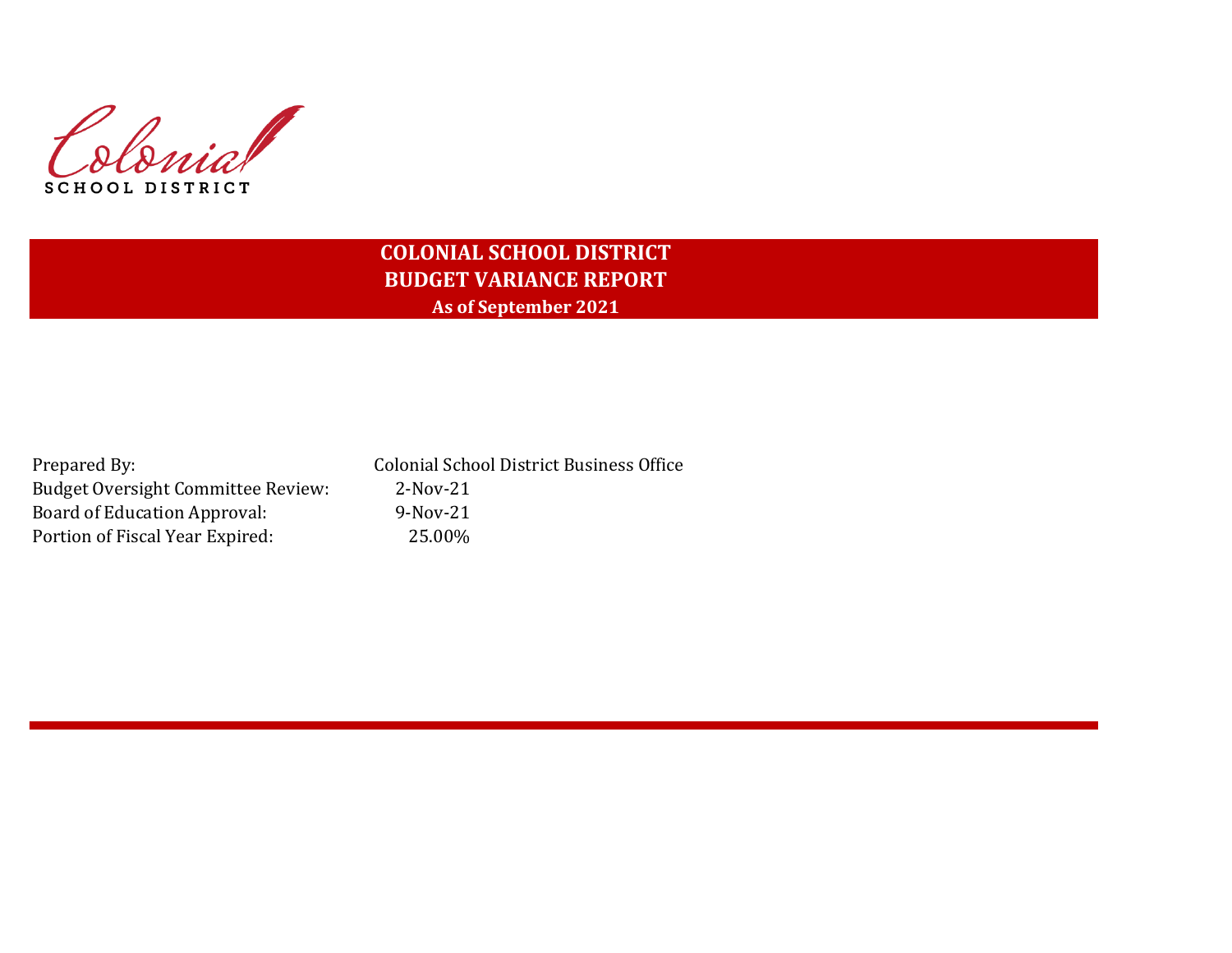Colonial
SCHOOL DISTRICT

# COLONIAL SCHOOL DISTRICT
## BUDGET VARIANCE REPORT
### As of September 2021

| | |
|---|---|
| Prepared By: | Colonial School District Business Office |
| Budget Oversight Committee Review: | 2-Nov-21 |
| Board of Education Approval: | 9-Nov-21 |
| Portion of Fiscal Year Expired: | 25.00% |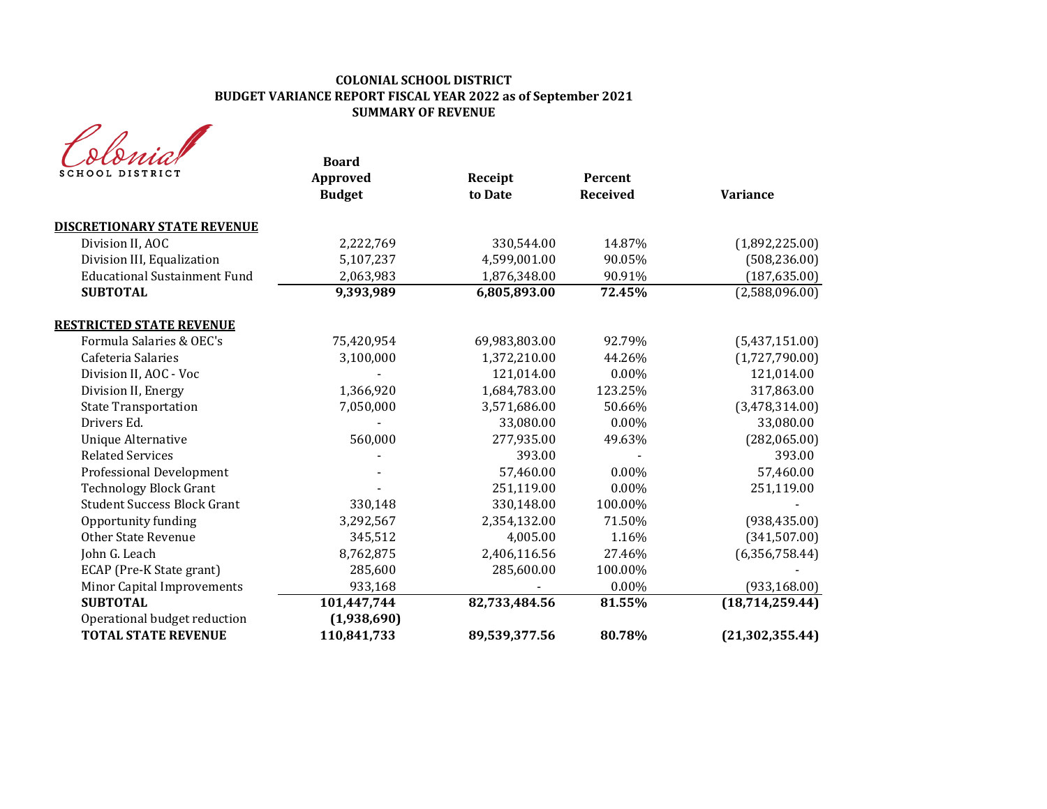**COLONIAL SCHOOL DISTRICT**
**BUDGET VARIANCE REPORT FISCAL YEAR 2022 as of September 2021**
**SUMMARY OF REVENUE**

Colonial SCHOOL DISTRICT

| | Board Approved Budget | Receipt to Date | Percent Received | Variance |
|---|---|---|---|---|
| **DISCRETIONARY STATE REVENUE** | | | | |
| Division II, AOC | 2,222,769 | 330,544.00 | 14.87% | (1,892,225.00) |
| Division III, Equalization | 5,107,237 | 4,599,001.00 | 90.05% | (508,236.00) |
| Educational Sustainment Fund | 2,063,983 | 1,876,348.00 | 90.91% | (187,635.00) |
| **SUBTOTAL** | **9,393,989** | **6,805,893.00** | **72.45%** | (2,588,096.00) |
| **RESTRICTED STATE REVENUE** | | | | |
| Formula Salaries & OEC's | 75,420,954 | 69,983,803.00 | 92.79% | (5,437,151.00) |
| Cafeteria Salaries | 3,100,000 | 1,372,210.00 | 44.26% | (1,727,790.00) |
| Division II, AOC - Voc | - | 121,014.00 | 0.00% | 121,014.00 |
| Division II, Energy | 1,366,920 | 1,684,783.00 | 123.25% | 317,863.00 |
| State Transportation | 7,050,000 | 3,571,686.00 | 50.66% | (3,478,314.00) |
| Drivers Ed. | - | 33,080.00 | 0.00% | 33,080.00 |
| Unique Alternative | 560,000 | 277,935.00 | 49.63% | (282,065.00) |
| Related Services | - | 393.00 | - | 393.00 |
| Professional Development | - | 57,460.00 | 0.00% | 57,460.00 |
| Technology Block Grant | - | 251,119.00 | 0.00% | 251,119.00 |
| Student Success Block Grant | 330,148 | 330,148.00 | 100.00% | - |
| Opportunity funding | 3,292,567 | 2,354,132.00 | 71.50% | (938,435.00) |
| Other State Revenue | 345,512 | 4,005.00 | 1.16% | (341,507.00) |
| John G. Leach | 8,762,875 | 2,406,116.56 | 27.46% | (6,356,758.44) |
| ECAP (Pre-K State grant) | 285,600 | 285,600.00 | 100.00% | - |
| Minor Capital Improvements | 933,168 | - | 0.00% | (933,168.00) |
| **SUBTOTAL** | **101,447,744** | **82,733,484.56** | **81.55%** | **(18,714,259.44)** |
| Operational budget reduction | **(1,938,690)** | | | |
| **TOTAL STATE REVENUE** | **110,841,733** | **89,539,377.56** | **80.78%** | **(21,302,355.44)** |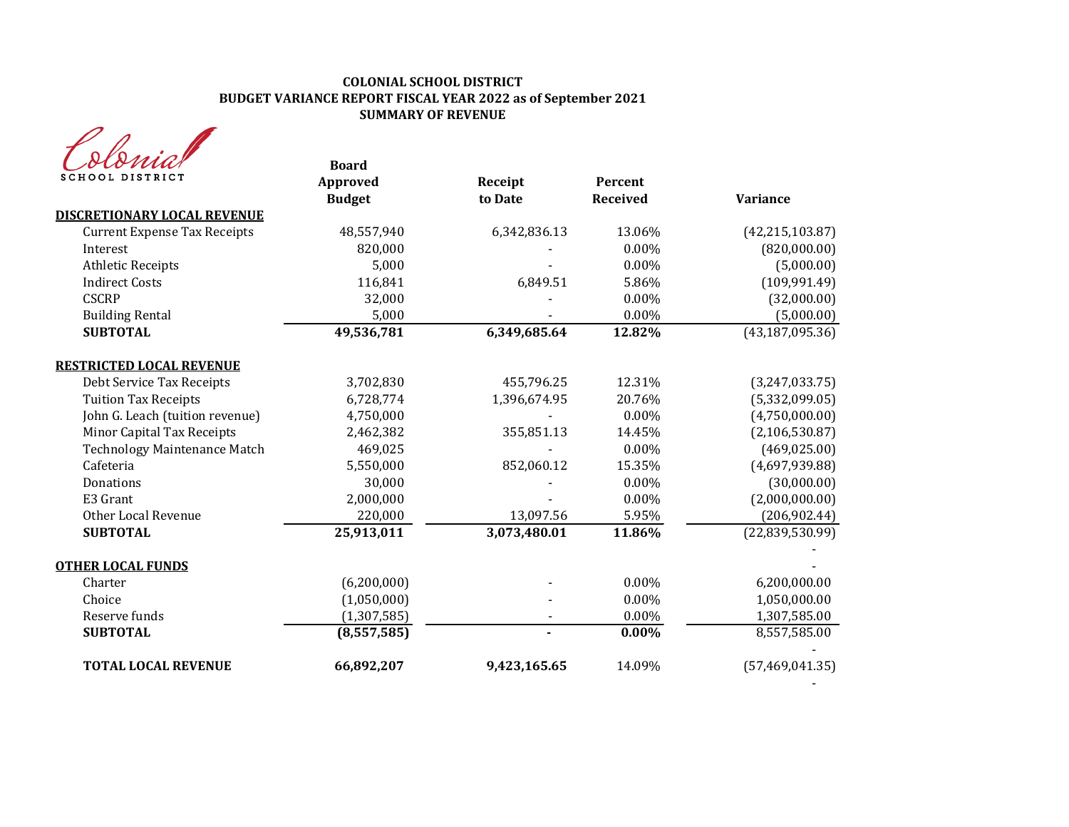**COLONIAL SCHOOL DISTRICT**
**BUDGET VARIANCE REPORT FISCAL YEAR 2022 as of September 2021**
**SUMMARY OF REVENUE**

| | Board Approved Budget | Receipt to Date | Percent Received | Variance |
|---|---|---|---|---|
| **DISCRETIONARY LOCAL REVENUE** | | | | |
| Current Expense Tax Receipts | 48,557,940 | 6,342,836.13 | 13.06% | (42,215,103.87) |
| Interest | 820,000 | - | 0.00% | (820,000.00) |
| Athletic Receipts | 5,000 | - | 0.00% | (5,000.00) |
| Indirect Costs | 116,841 | 6,849.51 | 5.86% | (109,991.49) |
| CSCRP | 32,000 | - | 0.00% | (32,000.00) |
| Building Rental | 5,000 | - | 0.00% | (5,000.00) |
| **SUBTOTAL** | **49,536,781** | **6,349,685.64** | **12.82%** | (43,187,095.36) |
| **RESTRICTED LOCAL REVENUE** | | | | |
| Debt Service Tax Receipts | 3,702,830 | 455,796.25 | 12.31% | (3,247,033.75) |
| Tuition Tax Receipts | 6,728,774 | 1,396,674.95 | 20.76% | (5,332,099.05) |
| John G. Leach (tuition revenue) | 4,750,000 | - | 0.00% | (4,750,000.00) |
| Minor Capital Tax Receipts | 2,462,382 | 355,851.13 | 14.45% | (2,106,530.87) |
| Technology Maintenance Match | 469,025 | - | 0.00% | (469,025.00) |
| Cafeteria | 5,550,000 | 852,060.12 | 15.35% | (4,697,939.88) |
| Donations | 30,000 | - | 0.00% | (30,000.00) |
| E3 Grant | 2,000,000 | - | 0.00% | (2,000,000.00) |
| Other Local Revenue | 220,000 | 13,097.56 | 5.95% | (206,902.44) |
| **SUBTOTAL** | **25,913,011** | **3,073,480.01** | **11.86%** | (22,839,530.99) |
| | | | | - |
| **OTHER LOCAL FUNDS** | | | | - |
| Charter | (6,200,000) | - | 0.00% | 6,200,000.00 |
| Choice | (1,050,000) | - | 0.00% | 1,050,000.00 |
| Reserve funds | (1,307,585) | - | 0.00% | 1,307,585.00 |
| **SUBTOTAL** | **(8,557,585)** | **-** | **0.00%** | 8,557,585.00 |
| | | | | - |
| **TOTAL LOCAL REVENUE** | **66,892,207** | **9,423,165.65** | 14.09% | (57,469,041.35) |
| | | | | - |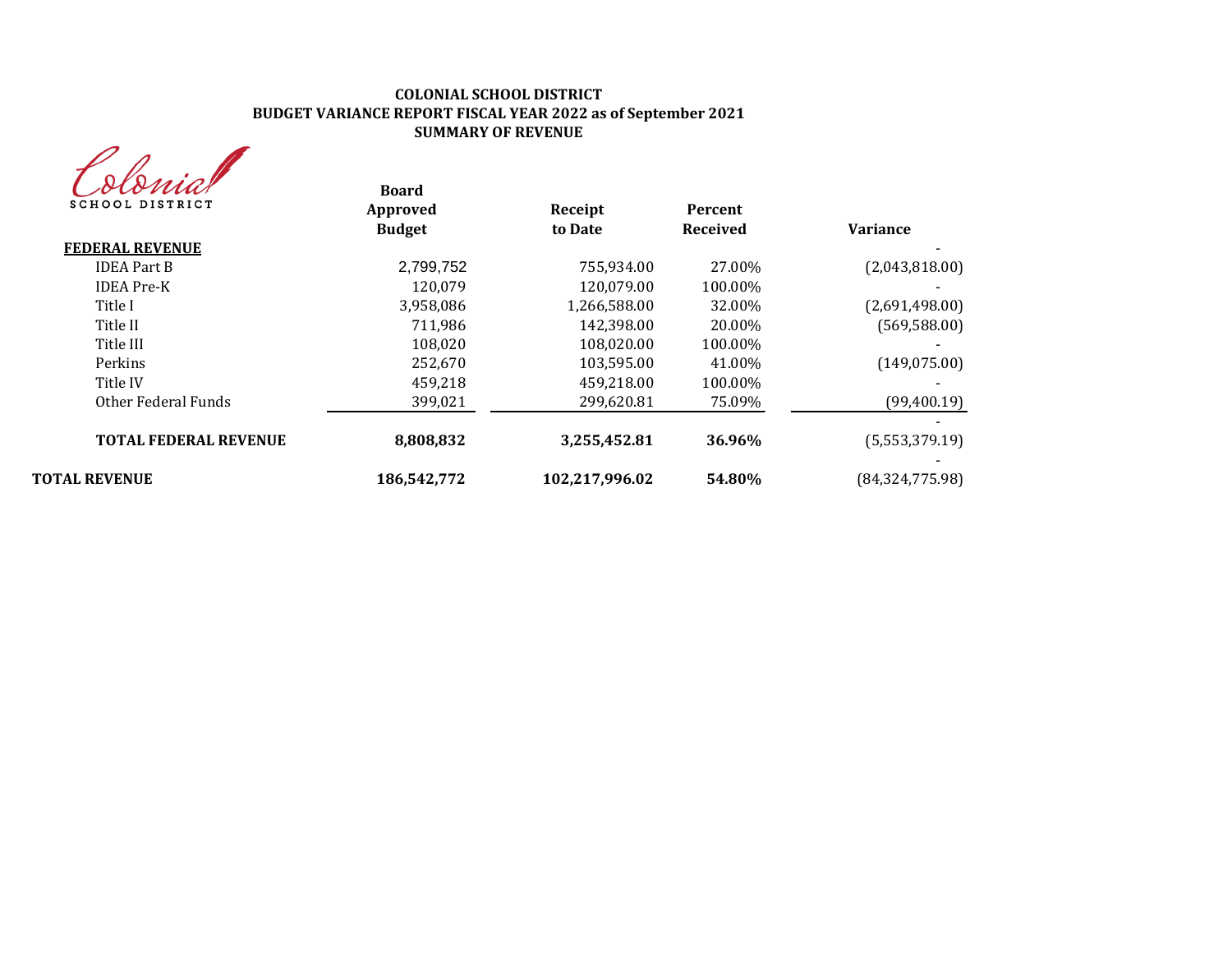**COLONIAL SCHOOL DISTRICT**
**BUDGET VARIANCE REPORT FISCAL YEAR 2022 as of September 2021**
**SUMMARY OF REVENUE**

Colonial SCHOOL DISTRICT

| | Board Approved Budget | Receipt to Date | Percent Received | Variance |
|---|---|---|---|---|
| **FEDERAL REVENUE** | | | | - |
| IDEA Part B | 2,799,752 | 755,934.00 | 27.00% | (2,043,818.00) |
| IDEA Pre-K | 120,079 | 120,079.00 | 100.00% | - |
| Title I | 3,958,086 | 1,266,588.00 | 32.00% | (2,691,498.00) |
| Title II | 711,986 | 142,398.00 | 20.00% | (569,588.00) |
| Title III | 108,020 | 108,020.00 | 100.00% | - |
| Perkins | 252,670 | 103,595.00 | 41.00% | (149,075.00) |
| Title IV | 459,218 | 459,218.00 | 100.00% | - |
| Other Federal Funds | 399,021 | 299,620.81 | 75.09% | (99,400.19) |
| | | | | - |
| **TOTAL FEDERAL REVENUE** | **8,808,832** | **3,255,452.81** | **36.96%** | (5,553,379.19) |
| | | | | - |
| **TOTAL REVENUE** | **186,542,772** | **102,217,996.02** | **54.80%** | (84,324,775.98) |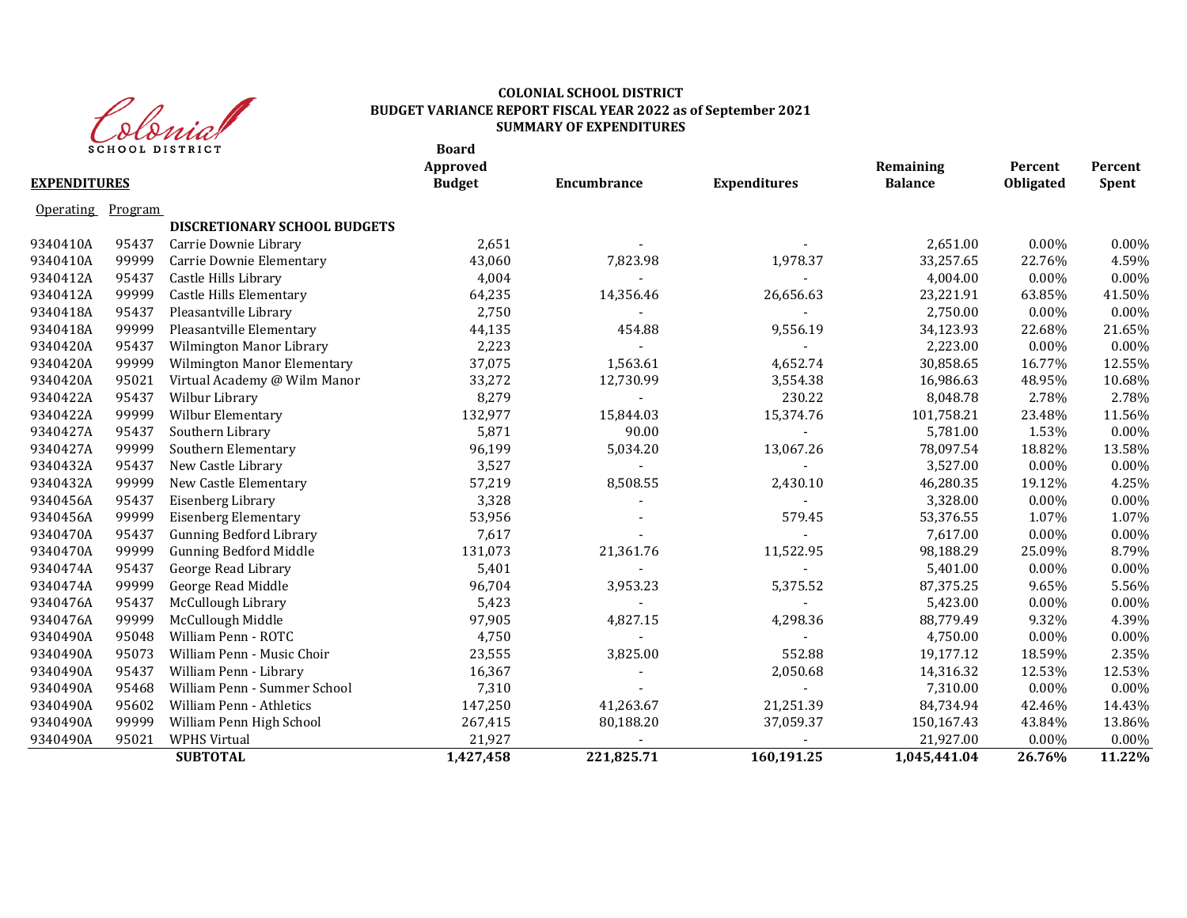Colonial SCHOOL DISTRICT

**COLONIAL SCHOOL DISTRICT**
**BUDGET VARIANCE REPORT FISCAL YEAR 2022 as of September 2021**
**SUMMARY OF EXPENDITURES**

| **EXPENDITURES** | | | **Board Approved Budget** | **Encumbrance** | **Expenditures** | **Remaining Balance** | **Percent Obligated** | **Percent Spent** |
|---|---|---|---|---|---|---|---|---|
| Operating | Program | | | | | | | |
| | | **DISCRETIONARY SCHOOL BUDGETS** | | | | | | |
| 9340410A | 95437 | Carrie Downie Library | 2,651 | - | - | 2,651.00 | 0.00% | 0.00% |
| 9340410A | 99999 | Carrie Downie Elementary | 43,060 | 7,823.98 | 1,978.37 | 33,257.65 | 22.76% | 4.59% |
| 9340412A | 95437 | Castle Hills Library | 4,004 | - | - | 4,004.00 | 0.00% | 0.00% |
| 9340412A | 99999 | Castle Hills Elementary | 64,235 | 14,356.46 | 26,656.63 | 23,221.91 | 63.85% | 41.50% |
| 9340418A | 95437 | Pleasantville Library | 2,750 | - | - | 2,750.00 | 0.00% | 0.00% |
| 9340418A | 99999 | Pleasantville Elementary | 44,135 | 454.88 | 9,556.19 | 34,123.93 | 22.68% | 21.65% |
| 9340420A | 95437 | Wilmington Manor Library | 2,223 | - | - | 2,223.00 | 0.00% | 0.00% |
| 9340420A | 99999 | Wilmington Manor Elementary | 37,075 | 1,563.61 | 4,652.74 | 30,858.65 | 16.77% | 12.55% |
| 9340420A | 95021 | Virtual Academy @ Wilm Manor | 33,272 | 12,730.99 | 3,554.38 | 16,986.63 | 48.95% | 10.68% |
| 9340422A | 95437 | Wilbur Library | 8,279 | - | 230.22 | 8,048.78 | 2.78% | 2.78% |
| 9340422A | 99999 | Wilbur Elementary | 132,977 | 15,844.03 | 15,374.76 | 101,758.21 | 23.48% | 11.56% |
| 9340427A | 95437 | Southern Library | 5,871 | 90.00 | - | 5,781.00 | 1.53% | 0.00% |
| 9340427A | 99999 | Southern Elementary | 96,199 | 5,034.20 | 13,067.26 | 78,097.54 | 18.82% | 13.58% |
| 9340432A | 95437 | New Castle Library | 3,527 | - | - | 3,527.00 | 0.00% | 0.00% |
| 9340432A | 99999 | New Castle Elementary | 57,219 | 8,508.55 | 2,430.10 | 46,280.35 | 19.12% | 4.25% |
| 9340456A | 95437 | Eisenberg Library | 3,328 | - | - | 3,328.00 | 0.00% | 0.00% |
| 9340456A | 99999 | Eisenberg Elementary | 53,956 | - | 579.45 | 53,376.55 | 1.07% | 1.07% |
| 9340470A | 95437 | Gunning Bedford Library | 7,617 | - | - | 7,617.00 | 0.00% | 0.00% |
| 9340470A | 99999 | Gunning Bedford Middle | 131,073 | 21,361.76 | 11,522.95 | 98,188.29 | 25.09% | 8.79% |
| 9340474A | 95437 | George Read Library | 5,401 | - | - | 5,401.00 | 0.00% | 0.00% |
| 9340474A | 99999 | George Read Middle | 96,704 | 3,953.23 | 5,375.52 | 87,375.25 | 9.65% | 5.56% |
| 9340476A | 95437 | McCullough Library | 5,423 | - | - | 5,423.00 | 0.00% | 0.00% |
| 9340476A | 99999 | McCullough Middle | 97,905 | 4,827.15 | 4,298.36 | 88,779.49 | 9.32% | 4.39% |
| 9340490A | 95048 | William Penn - ROTC | 4,750 | - | - | 4,750.00 | 0.00% | 0.00% |
| 9340490A | 95073 | William Penn - Music Choir | 23,555 | 3,825.00 | 552.88 | 19,177.12 | 18.59% | 2.35% |
| 9340490A | 95437 | William Penn - Library | 16,367 | - | 2,050.68 | 14,316.32 | 12.53% | 12.53% |
| 9340490A | 95468 | William Penn - Summer School | 7,310 | - | - | 7,310.00 | 0.00% | 0.00% |
| 9340490A | 95602 | William Penn - Athletics | 147,250 | 41,263.67 | 21,251.39 | 84,734.94 | 42.46% | 14.43% |
| 9340490A | 99999 | William Penn High School | 267,415 | 80,188.20 | 37,059.37 | 150,167.43 | 43.84% | 13.86% |
| 9340490A | 95021 | WPHS Virtual | 21,927 | - | - | 21,927.00 | 0.00% | 0.00% |
| | | **SUBTOTAL** | **1,427,458** | **221,825.71** | **160,191.25** | **1,045,441.04** | **26.76%** | **11.22%** |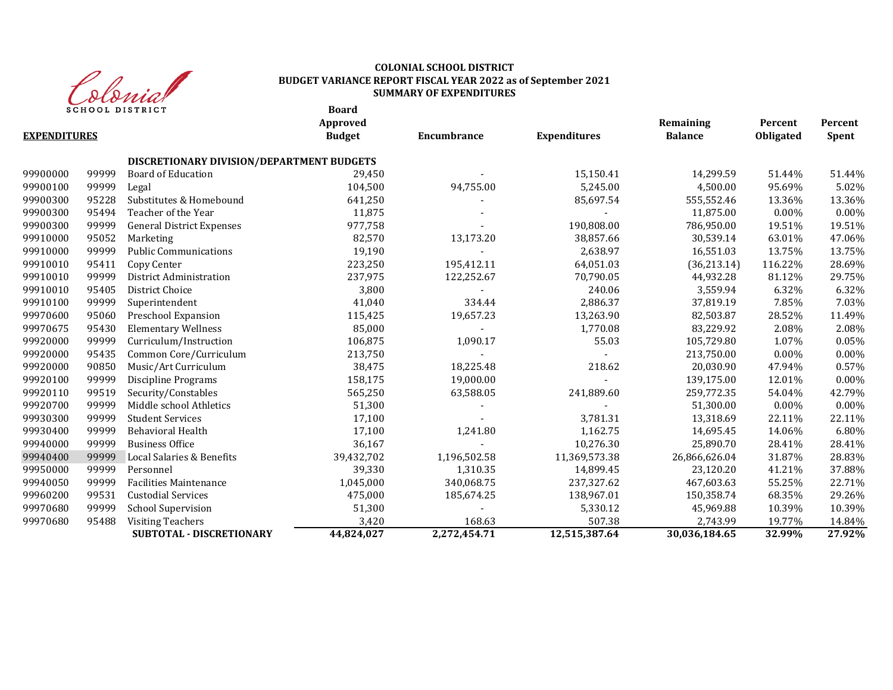**COLONIAL SCHOOL DISTRICT**
**BUDGET VARIANCE REPORT FISCAL YEAR 2022 as of September 2021**
**SUMMARY OF EXPENDITURES**

| **EXPENDITURES** | | | **Board Approved Budget** | **Encumbrance** | **Expenditures** | **Remaining Balance** | **Percent Obligated** | **Percent Spent** |
|---|---|---|---|---|---|---|---|---|
| | | **DISCRETIONARY DIVISION/DEPARTMENT BUDGETS** | | | | | | |
| 99900000 | 99999 | Board of Education | 29,450 | - | 15,150.41 | 14,299.59 | 51.44% | 51.44% |
| 99900100 | 99999 | Legal | 104,500 | 94,755.00 | 5,245.00 | 4,500.00 | 95.69% | 5.02% |
| 99900300 | 95228 | Substitutes & Homebound | 641,250 | - | 85,697.54 | 555,552.46 | 13.36% | 13.36% |
| 99900300 | 95494 | Teacher of the Year | 11,875 | - | - | 11,875.00 | 0.00% | 0.00% |
| 99900300 | 99999 | General District Expenses | 977,758 | - | 190,808.00 | 786,950.00 | 19.51% | 19.51% |
| 99910000 | 95052 | Marketing | 82,570 | 13,173.20 | 38,857.66 | 30,539.14 | 63.01% | 47.06% |
| 99910000 | 99999 | Public Communications | 19,190 | - | 2,638.97 | 16,551.03 | 13.75% | 13.75% |
| 99910010 | 95411 | Copy Center | 223,250 | 195,412.11 | 64,051.03 | (36,213.14) | 116.22% | 28.69% |
| 99910010 | 99999 | District Administration | 237,975 | 122,252.67 | 70,790.05 | 44,932.28 | 81.12% | 29.75% |
| 99910010 | 95405 | District Choice | 3,800 | - | 240.06 | 3,559.94 | 6.32% | 6.32% |
| 99910100 | 99999 | Superintendent | 41,040 | 334.44 | 2,886.37 | 37,819.19 | 7.85% | 7.03% |
| 99970600 | 95060 | Preschool Expansion | 115,425 | 19,657.23 | 13,263.90 | 82,503.87 | 28.52% | 11.49% |
| 99970675 | 95430 | Elementary Wellness | 85,000 | - | 1,770.08 | 83,229.92 | 2.08% | 2.08% |
| 99920000 | 99999 | Curriculum/Instruction | 106,875 | 1,090.17 | 55.03 | 105,729.80 | 1.07% | 0.05% |
| 99920000 | 95435 | Common Core/Curriculum | 213,750 | - | - | 213,750.00 | 0.00% | 0.00% |
| 99920000 | 90850 | Music/Art Curriculum | 38,475 | 18,225.48 | 218.62 | 20,030.90 | 47.94% | 0.57% |
| 99920100 | 99999 | Discipline Programs | 158,175 | 19,000.00 | - | 139,175.00 | 12.01% | 0.00% |
| 99920110 | 99519 | Security/Constables | 565,250 | 63,588.05 | 241,889.60 | 259,772.35 | 54.04% | 42.79% |
| 99920700 | 99999 | Middle school Athletics | 51,300 | - | - | 51,300.00 | 0.00% | 0.00% |
| 99930300 | 99999 | Student Services | 17,100 | - | 3,781.31 | 13,318.69 | 22.11% | 22.11% |
| 99930400 | 99999 | Behavioral Health | 17,100 | 1,241.80 | 1,162.75 | 14,695.45 | 14.06% | 6.80% |
| 99940000 | 99999 | Business Office | 36,167 | - | 10,276.30 | 25,890.70 | 28.41% | 28.41% |
| 99940400 | 99999 | Local Salaries & Benefits | 39,432,702 | 1,196,502.58 | 11,369,573.38 | 26,866,626.04 | 31.87% | 28.83% |
| 99950000 | 99999 | Personnel | 39,330 | 1,310.35 | 14,899.45 | 23,120.20 | 41.21% | 37.88% |
| 99940050 | 99999 | Facilities Maintenance | 1,045,000 | 340,068.75 | 237,327.62 | 467,603.63 | 55.25% | 22.71% |
| 99960200 | 99531 | Custodial Services | 475,000 | 185,674.25 | 138,967.01 | 150,358.74 | 68.35% | 29.26% |
| 99970680 | 99999 | School Supervision | 51,300 | - | 5,330.12 | 45,969.88 | 10.39% | 10.39% |
| 99970680 | 95488 | Visiting Teachers | 3,420 | 168.63 | 507.38 | 2,743.99 | 19.77% | 14.84% |
| | | **SUBTOTAL - DISCRETIONARY** | **44,824,027** | **2,272,454.71** | **12,515,387.64** | **30,036,184.65** | **32.99%** | **27.92%** |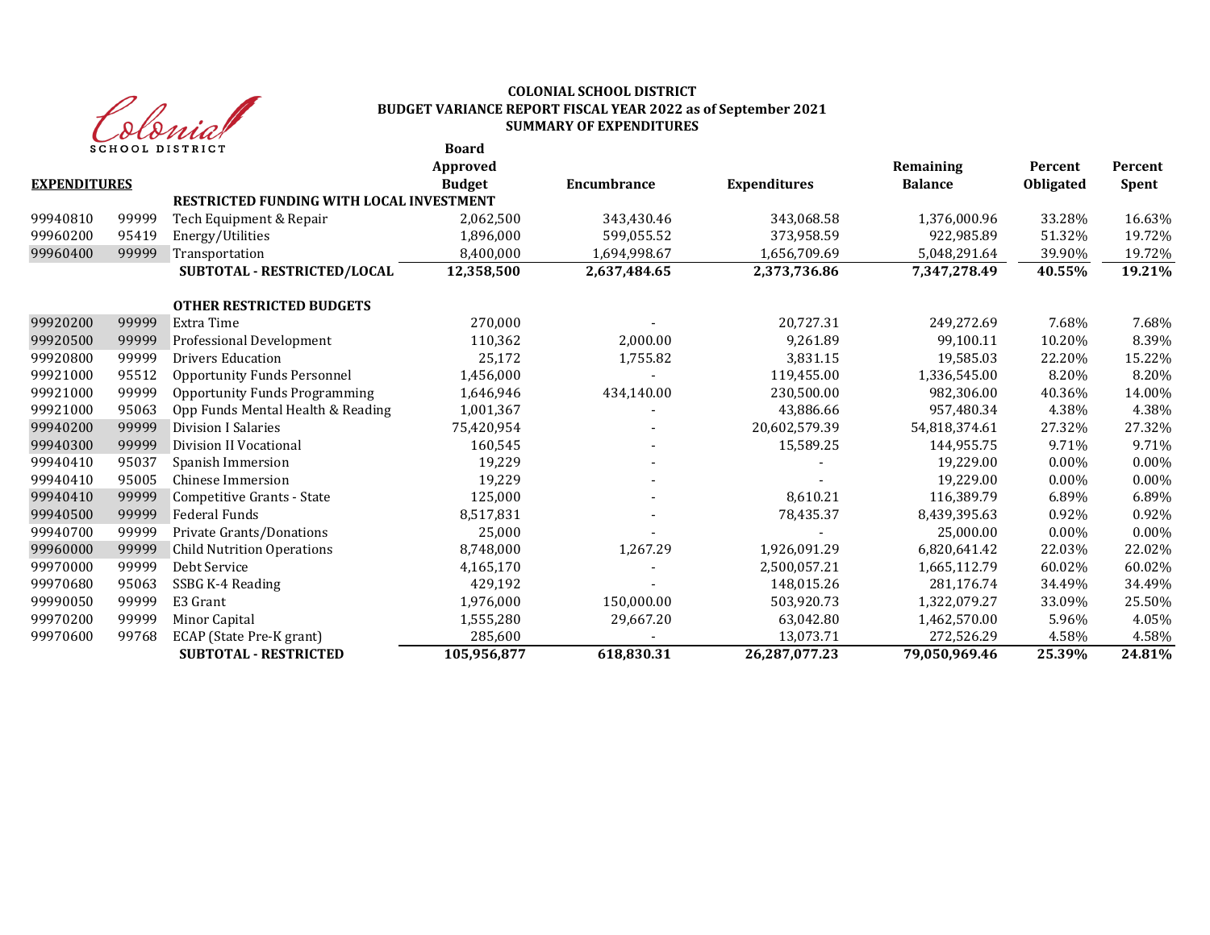**COLONIAL SCHOOL DISTRICT**
**BUDGET VARIANCE REPORT FISCAL YEAR 2022 as of September 2021**
**SUMMARY OF EXPENDITURES**

| **EXPENDITURES** | | | **Board Approved Budget** | **Encumbrance** | **Expenditures** | **Remaining Balance** | **Percent Obligated** | **Percent Spent** |
|---|---|---|---|---|---|---|---|---|
| | | **RESTRICTED FUNDING WITH LOCAL INVESTMENT** | | | | | | |
| 99940810 | 99999 | Tech Equipment & Repair | 2,062,500 | 343,430.46 | 343,068.58 | 1,376,000.96 | 33.28% | 16.63% |
| 99960200 | 95419 | Energy/Utilities | 1,896,000 | 599,055.52 | 373,958.59 | 922,985.89 | 51.32% | 19.72% |
| 99960400 | 99999 | Transportation | 8,400,000 | 1,694,998.67 | 1,656,709.69 | 5,048,291.64 | 39.90% | 19.72% |
| | | **SUBTOTAL - RESTRICTED/LOCAL** | **12,358,500** | **2,637,484.65** | **2,373,736.86** | **7,347,278.49** | **40.55%** | **19.21%** |
| | | **OTHER RESTRICTED BUDGETS** | | | | | | |
| 99920200 | 99999 | Extra Time | 270,000 | - | 20,727.31 | 249,272.69 | 7.68% | 7.68% |
| 99920500 | 99999 | Professional Development | 110,362 | 2,000.00 | 9,261.89 | 99,100.11 | 10.20% | 8.39% |
| 99920800 | 99999 | Drivers Education | 25,172 | 1,755.82 | 3,831.15 | 19,585.03 | 22.20% | 15.22% |
| 99921000 | 95512 | Opportunity Funds Personnel | 1,456,000 | - | 119,455.00 | 1,336,545.00 | 8.20% | 8.20% |
| 99921000 | 99999 | Opportunity Funds Programming | 1,646,946 | 434,140.00 | 230,500.00 | 982,306.00 | 40.36% | 14.00% |
| 99921000 | 95063 | Opp Funds Mental Health & Reading | 1,001,367 | - | 43,886.66 | 957,480.34 | 4.38% | 4.38% |
| 99940200 | 99999 | Division I Salaries | 75,420,954 | - | 20,602,579.39 | 54,818,374.61 | 27.32% | 27.32% |
| 99940300 | 99999 | Division II Vocational | 160,545 | - | 15,589.25 | 144,955.75 | 9.71% | 9.71% |
| 99940410 | 95037 | Spanish Immersion | 19,229 | - | - | 19,229.00 | 0.00% | 0.00% |
| 99940410 | 95005 | Chinese Immersion | 19,229 | - | - | 19,229.00 | 0.00% | 0.00% |
| 99940410 | 99999 | Competitive Grants - State | 125,000 | - | 8,610.21 | 116,389.79 | 6.89% | 6.89% |
| 99940500 | 99999 | Federal Funds | 8,517,831 | - | 78,435.37 | 8,439,395.63 | 0.92% | 0.92% |
| 99940700 | 99999 | Private Grants/Donations | 25,000 | - | - | 25,000.00 | 0.00% | 0.00% |
| 99960000 | 99999 | Child Nutrition Operations | 8,748,000 | 1,267.29 | 1,926,091.29 | 6,820,641.42 | 22.03% | 22.02% |
| 99970000 | 99999 | Debt Service | 4,165,170 | - | 2,500,057.21 | 1,665,112.79 | 60.02% | 60.02% |
| 99970680 | 95063 | SSBG K-4 Reading | 429,192 | - | 148,015.26 | 281,176.74 | 34.49% | 34.49% |
| 99990050 | 99999 | E3 Grant | 1,976,000 | 150,000.00 | 503,920.73 | 1,322,079.27 | 33.09% | 25.50% |
| 99970200 | 99999 | Minor Capital | 1,555,280 | 29,667.20 | 63,042.80 | 1,462,570.00 | 5.96% | 4.05% |
| 99970600 | 99768 | ECAP (State Pre-K grant) | 285,600 | - | 13,073.71 | 272,526.29 | 4.58% | 4.58% |
| | | **SUBTOTAL - RESTRICTED** | **105,956,877** | **618,830.31** | **26,287,077.23** | **79,050,969.46** | **25.39%** | **24.81%** |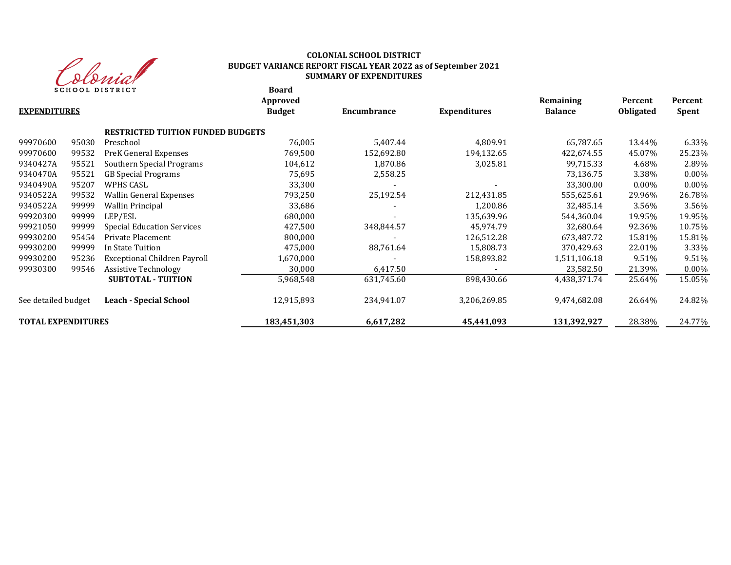**COLONIAL SCHOOL DISTRICT**
**BUDGET VARIANCE REPORT FISCAL YEAR 2022 as of September 2021**
**SUMMARY OF EXPENDITURES**

| **EXPENDITURES** | | | **Board Approved Budget** | **Encumbrance** | **Expenditures** | **Remaining Balance** | **Percent Obligated** | **Percent Spent** |
|---|---|---|---|---|---|---|---|---|
| | | **RESTRICTED TUITION FUNDED BUDGETS** | | | | | | |
| 99970600 | 95030 | Preschool | 76,005 | 5,407.44 | 4,809.91 | 65,787.65 | 13.44% | 6.33% |
| 99970600 | 99532 | PreK General Expenses | 769,500 | 152,692.80 | 194,132.65 | 422,674.55 | 45.07% | 25.23% |
| 9340427A | 95521 | Southern Special Programs | 104,612 | 1,870.86 | 3,025.81 | 99,715.33 | 4.68% | 2.89% |
| 9340470A | 95521 | GB Special Programs | 75,695 | 2,558.25 | | 73,136.75 | 3.38% | 0.00% |
| 9340490A | 95207 | WPHS CASL | 33,300 | - | - | 33,300.00 | 0.00% | 0.00% |
| 9340522A | 99532 | Wallin General Expenses | 793,250 | 25,192.54 | 212,431.85 | 555,625.61 | 29.96% | 26.78% |
| 9340522A | 99999 | Wallin Principal | 33,686 | - | 1,200.86 | 32,485.14 | 3.56% | 3.56% |
| 99920300 | 99999 | LEP/ESL | 680,000 | - | 135,639.96 | 544,360.04 | 19.95% | 19.95% |
| 99921050 | 99999 | Special Education Services | 427,500 | 348,844.57 | 45,974.79 | 32,680.64 | 92.36% | 10.75% |
| 99930200 | 95454 | Private Placement | 800,000 | - | 126,512.28 | 673,487.72 | 15.81% | 15.81% |
| 99930200 | 99999 | In State Tuition | 475,000 | 88,761.64 | 15,808.73 | 370,429.63 | 22.01% | 3.33% |
| 99930200 | 95236 | Exceptional Children Payroll | 1,670,000 | - | 158,893.82 | 1,511,106.18 | 9.51% | 9.51% |
| 99930300 | 99546 | Assistive Technology | 30,000 | 6,417.50 | - | 23,582.50 | 21.39% | 0.00% |
| | | **SUBTOTAL - TUITION** | 5,968,548 | 631,745.60 | 898,430.66 | 4,438,371.74 | 25.64% | 15.05% |
| See detailed budget | | **Leach - Special School** | 12,915,893 | 234,941.07 | 3,206,269.85 | 9,474,682.08 | 26.64% | 24.82% |
| **TOTAL EXPENDITURES** | | | **183,451,303** | **6,617,282** | **45,441,093** | **131,392,927** | 28.38% | 24.77% |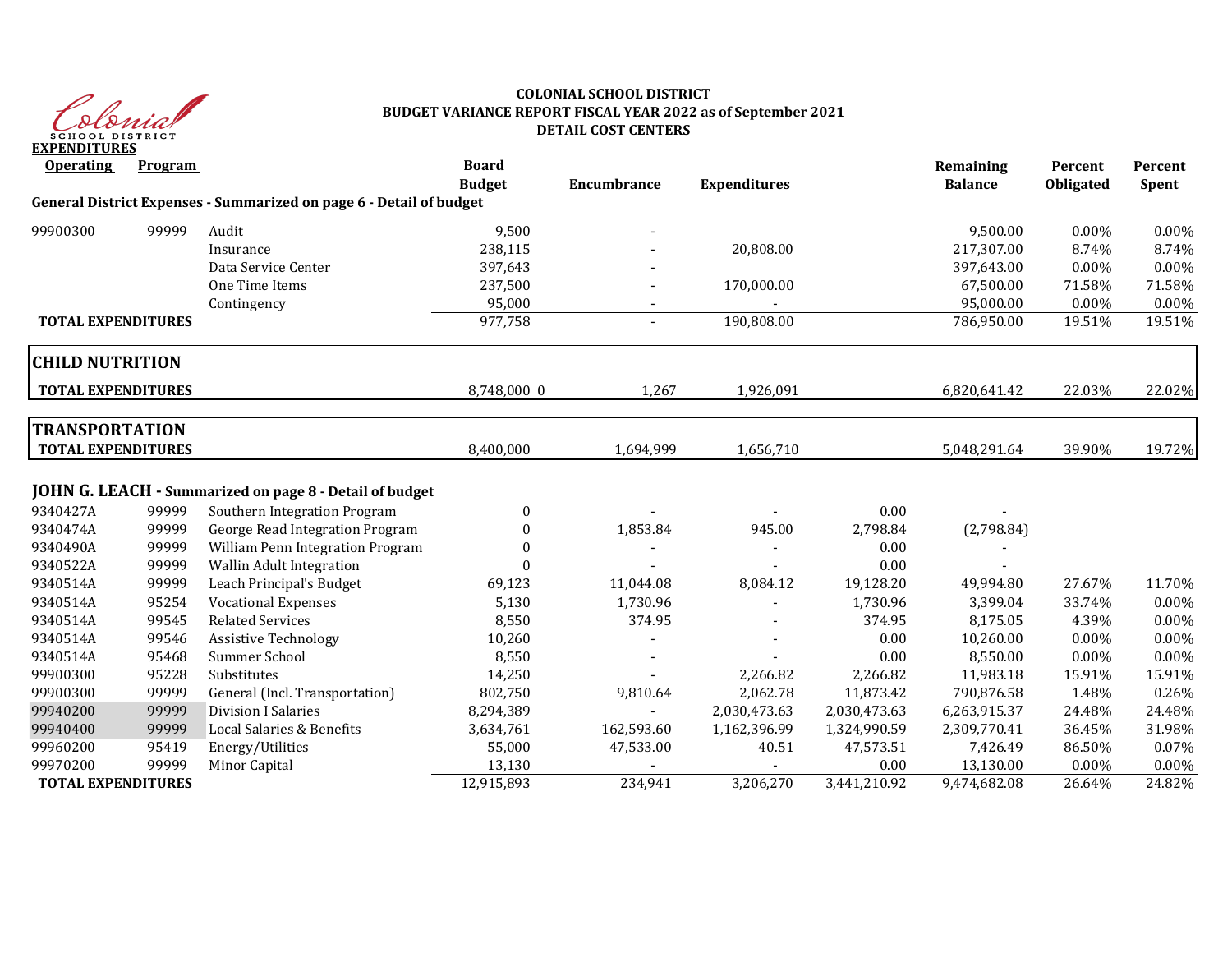**COLONIAL SCHOOL DISTRICT**
**BUDGET VARIANCE REPORT FISCAL YEAR 2022 as of September 2021**
**DETAIL COST CENTERS**

Colonial SCHOOL DISTRICT

**EXPENDITURES**

| Operating | Program | | Board Budget | Encumbrance | Expenditures | | Remaining Balance | Percent Obligated | Percent Spent |
|---|---|---|---|---|---|---|---|---|---|
| **General District Expenses - Summarized on page 6 - Detail of budget** | | | | | | | | | |
| 99900300 | 99999 | Audit | 9,500 | - | | | 9,500.00 | 0.00% | 0.00% |
| | | Insurance | 238,115 | - | 20,808.00 | | 217,307.00 | 8.74% | 8.74% |
| | | Data Service Center | 397,643 | - | | | 397,643.00 | 0.00% | 0.00% |
| | | One Time Items | 237,500 | - | 170,000.00 | | 67,500.00 | 71.58% | 71.58% |
| | | Contingency | 95,000 | - | - | | 95,000.00 | 0.00% | 0.00% |
| **TOTAL EXPENDITURES** | | | 977,758 | - | 190,808.00 | | 786,950.00 | 19.51% | 19.51% |
| **CHILD NUTRITION** | | | | | | | | | |
| **TOTAL EXPENDITURES** | | | 8,748,000 0 | 1,267 | 1,926,091 | | 6,820,641.42 | 22.03% | 22.02% |
| **TRANSPORTATION** | | | | | | | | | |
| **TOTAL EXPENDITURES** | | | 8,400,000 | 1,694,999 | 1,656,710 | | 5,048,291.64 | 39.90% | 19.72% |
| **JOHN G. LEACH - Summarized on page 8 - Detail of budget** | | | | | | | | | |
| 9340427A | 99999 | Southern Integration Program | 0 | - | - | 0.00 | - | | |
| 9340474A | 99999 | George Read Integration Program | 0 | 1,853.84 | 945.00 | 2,798.84 | (2,798.84) | | |
| 9340490A | 99999 | William Penn Integration Program | 0 | - | - | 0.00 | - | | |
| 9340522A | 99999 | Wallin Adult Integration | 0 | - | - | 0.00 | - | | |
| 9340514A | 99999 | Leach Principal's Budget | 69,123 | 11,044.08 | 8,084.12 | 19,128.20 | 49,994.80 | 27.67% | 11.70% |
| 9340514A | 95254 | Vocational Expenses | 5,130 | 1,730.96 | - | 1,730.96 | 3,399.04 | 33.74% | 0.00% |
| 9340514A | 99545 | Related Services | 8,550 | 374.95 | - | 374.95 | 8,175.05 | 4.39% | 0.00% |
| 9340514A | 99546 | Assistive Technology | 10,260 | - | - | 0.00 | 10,260.00 | 0.00% | 0.00% |
| 9340514A | 95468 | Summer School | 8,550 | - | - | 0.00 | 8,550.00 | 0.00% | 0.00% |
| 99900300 | 95228 | Substitutes | 14,250 | - | 2,266.82 | 2,266.82 | 11,983.18 | 15.91% | 15.91% |
| 99900300 | 99999 | General (Incl. Transportation) | 802,750 | 9,810.64 | 2,062.78 | 11,873.42 | 790,876.58 | 1.48% | 0.26% |
| 99940200 | 99999 | Division I Salaries | 8,294,389 | - | 2,030,473.63 | 2,030,473.63 | 6,263,915.37 | 24.48% | 24.48% |
| 99940400 | 99999 | Local Salaries & Benefits | 3,634,761 | 162,593.60 | 1,162,396.99 | 1,324,990.59 | 2,309,770.41 | 36.45% | 31.98% |
| 99960200 | 95419 | Energy/Utilities | 55,000 | 47,533.00 | 40.51 | 47,573.51 | 7,426.49 | 86.50% | 0.07% |
| 99970200 | 99999 | Minor Capital | 13,130 | - | - | 0.00 | 13,130.00 | 0.00% | 0.00% |
| **TOTAL EXPENDITURES** | | | 12,915,893 | 234,941 | 3,206,270 | 3,441,210.92 | 9,474,682.08 | 26.64% | 24.82% |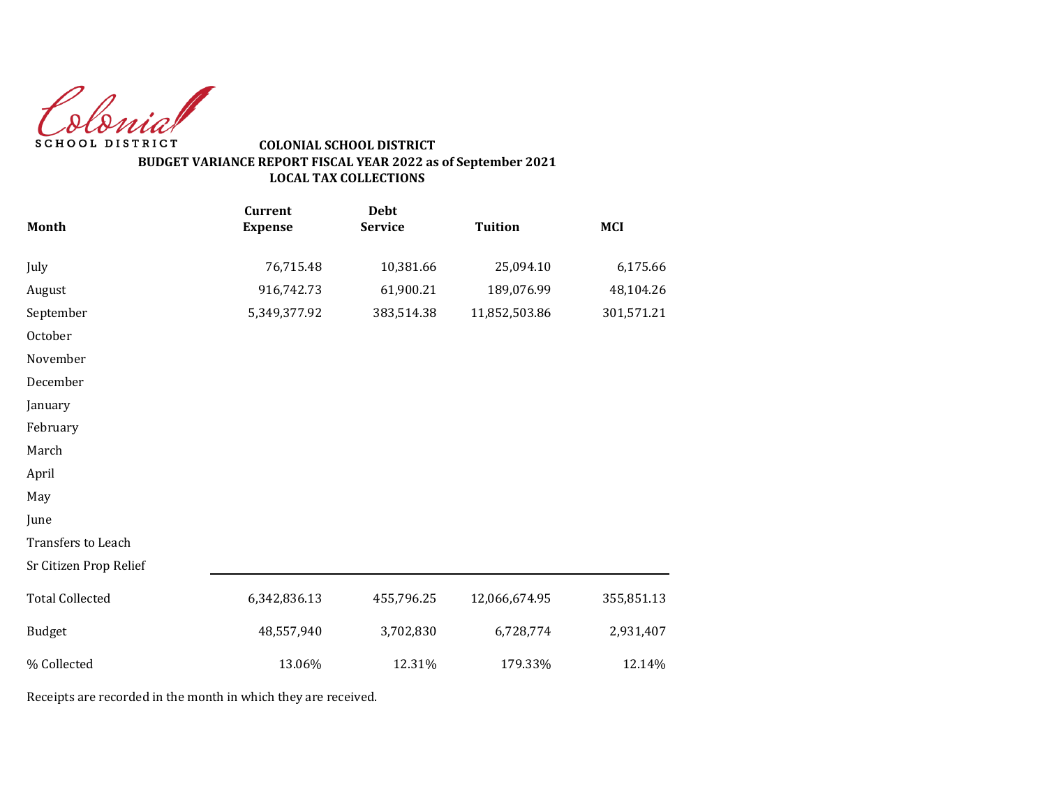Colonial SCHOOL DISTRICT

**COLONIAL SCHOOL DISTRICT**
**BUDGET VARIANCE REPORT FISCAL YEAR 2022 as of September 2021**
**LOCAL TAX COLLECTIONS**

| Month | Current Expense | Debt Service | Tuition | MCI |
|---|---|---|---|---|
| July | 76,715.48 | 10,381.66 | 25,094.10 | 6,175.66 |
| August | 916,742.73 | 61,900.21 | 189,076.99 | 48,104.26 |
| September | 5,349,377.92 | 383,514.38 | 11,852,503.86 | 301,571.21 |
| October | | | | |
| November | | | | |
| December | | | | |
| January | | | | |
| February | | | | |
| March | | | | |
| April | | | | |
| May | | | | |
| June | | | | |
| Transfers to Leach | | | | |
| Sr Citizen Prop Relief | | | | |
| Total Collected | 6,342,836.13 | 455,796.25 | 12,066,674.95 | 355,851.13 |
| Budget | 48,557,940 | 3,702,830 | 6,728,774 | 2,931,407 |
| % Collected | 13.06% | 12.31% | 179.33% | 12.14% |

Receipts are recorded in the month in which they are received.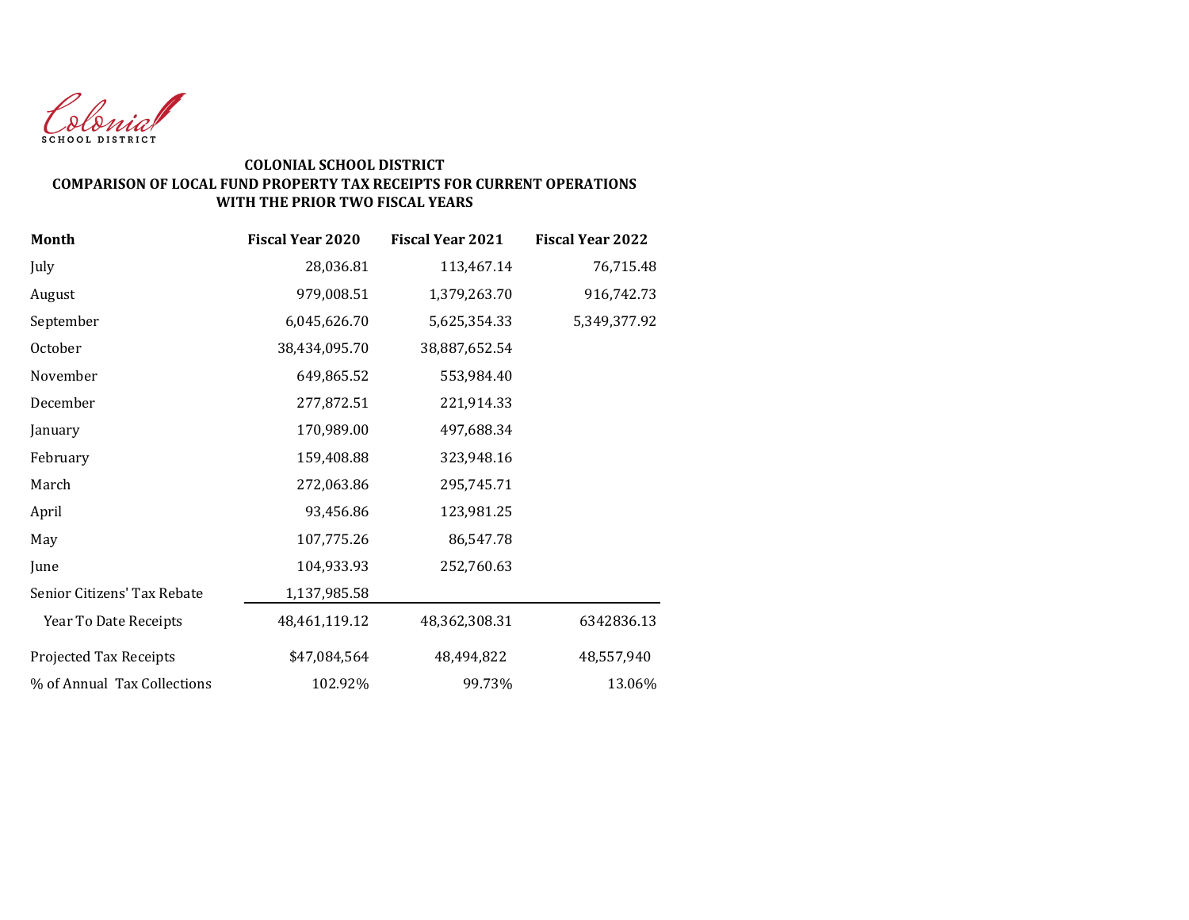Colonial
SCHOOL DISTRICT

**COLONIAL SCHOOL DISTRICT**
**COMPARISON OF LOCAL FUND PROPERTY TAX RECEIPTS FOR CURRENT OPERATIONS WITH THE PRIOR TWO FISCAL YEARS**

| Month | Fiscal Year 2020 | Fiscal Year 2021 | Fiscal Year 2022 |
|---|---|---|---|
| July | 28,036.81 | 113,467.14 | 76,715.48 |
| August | 979,008.51 | 1,379,263.70 | 916,742.73 |
| September | 6,045,626.70 | 5,625,354.33 | 5,349,377.92 |
| October | 38,434,095.70 | 38,887,652.54 | |
| November | 649,865.52 | 553,984.40 | |
| December | 277,872.51 | 221,914.33 | |
| January | 170,989.00 | 497,688.34 | |
| February | 159,408.88 | 323,948.16 | |
| March | 272,063.86 | 295,745.71 | |
| April | 93,456.86 | 123,981.25 | |
| May | 107,775.26 | 86,547.78 | |
| June | 104,933.93 | 252,760.63 | |
| Senior Citizens' Tax Rebate | 1,137,985.58 | | |
| Year To Date Receipts | 48,461,119.12 | 48,362,308.31 | 6342836.13 |
| Projected Tax Receipts | $47,084,564 | 48,494,822 | 48,557,940 |
| % of Annual Tax Collections | 102.92% | 99.73% | 13.06% |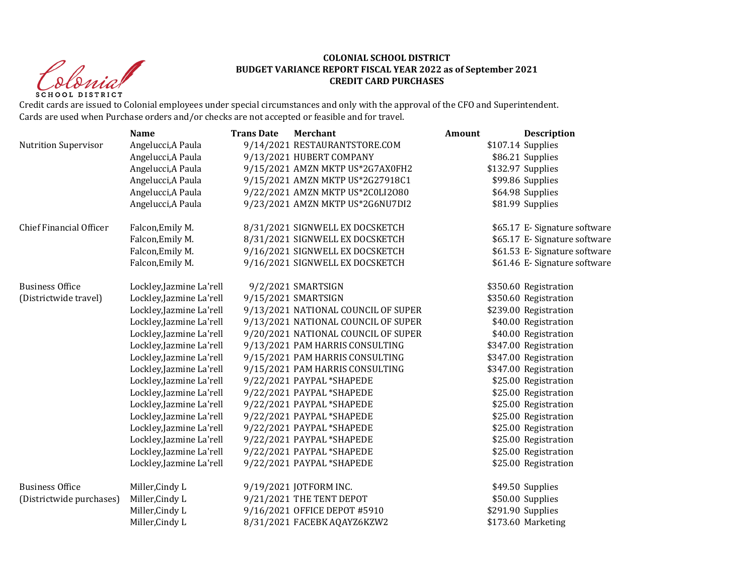**COLONIAL SCHOOL DISTRICT**
**BUDGET VARIANCE REPORT FISCAL YEAR 2022 as of September 2021**
**CREDIT CARD PURCHASES**

Credit cards are issued to Colonial employees under special circumstances and only with the approval of the CFO and Superintendent.
Cards are used when Purchase orders and/or checks are not accepted or feasible and for travel.

| | Name | Trans Date | Merchant | Amount | Description |
|---|---|---|---|---|---|
| Nutrition Supervisor | Angelucci,A Paula | 9/14/2021 | RESTAURANTSTORE.COM | $107.14 | Supplies |
| | Angelucci,A Paula | 9/13/2021 | HUBERT COMPANY | $86.21 | Supplies |
| | Angelucci,A Paula | 9/15/2021 | AMZN MKTP US*2G7AX0FH2 | $132.97 | Supplies |
| | Angelucci,A Paula | 9/15/2021 | AMZN MKTP US*2G27918C1 | $99.86 | Supplies |
| | Angelucci,A Paula | 9/22/2021 | AMZN MKTP US*2C0LI2O80 | $64.98 | Supplies |
| | Angelucci,A Paula | 9/23/2021 | AMZN MKTP US*2G6NU7DI2 | $81.99 | Supplies |
| Chief Financial Officer | Falcon,Emily M. | 8/31/2021 | SIGNWELL EX DOCSKETCH | $65.17 | E- Signature software |
| | Falcon,Emily M. | 8/31/2021 | SIGNWELL EX DOCSKETCH | $65.17 | E- Signature software |
| | Falcon,Emily M. | 9/16/2021 | SIGNWELL EX DOCSKETCH | $61.53 | E- Signature software |
| | Falcon,Emily M. | 9/16/2021 | SIGNWELL EX DOCSKETCH | $61.46 | E- Signature software |
| Business Office (Districtwide travel) | Lockley,Jazmine La'rell | 9/2/2021 | SMARTSIGN | $350.60 | Registration |
| | Lockley,Jazmine La'rell | 9/15/2021 | SMARTSIGN | $350.60 | Registration |
| | Lockley,Jazmine La'rell | 9/13/2021 | NATIONAL COUNCIL OF SUPER | $239.00 | Registration |
| | Lockley,Jazmine La'rell | 9/13/2021 | NATIONAL COUNCIL OF SUPER | $40.00 | Registration |
| | Lockley,Jazmine La'rell | 9/20/2021 | NATIONAL COUNCIL OF SUPER | $40.00 | Registration |
| | Lockley,Jazmine La'rell | 9/13/2021 | PAM HARRIS CONSULTING | $347.00 | Registration |
| | Lockley,Jazmine La'rell | 9/15/2021 | PAM HARRIS CONSULTING | $347.00 | Registration |
| | Lockley,Jazmine La'rell | 9/15/2021 | PAM HARRIS CONSULTING | $347.00 | Registration |
| | Lockley,Jazmine La'rell | 9/22/2021 | PAYPAL *SHAPEDE | $25.00 | Registration |
| | Lockley,Jazmine La'rell | 9/22/2021 | PAYPAL *SHAPEDE | $25.00 | Registration |
| | Lockley,Jazmine La'rell | 9/22/2021 | PAYPAL *SHAPEDE | $25.00 | Registration |
| | Lockley,Jazmine La'rell | 9/22/2021 | PAYPAL *SHAPEDE | $25.00 | Registration |
| | Lockley,Jazmine La'rell | 9/22/2021 | PAYPAL *SHAPEDE | $25.00 | Registration |
| | Lockley,Jazmine La'rell | 9/22/2021 | PAYPAL *SHAPEDE | $25.00 | Registration |
| | Lockley,Jazmine La'rell | 9/22/2021 | PAYPAL *SHAPEDE | $25.00 | Registration |
| | Lockley,Jazmine La'rell | 9/22/2021 | PAYPAL *SHAPEDE | $25.00 | Registration |
| Business Office (Districtwide purchases) | Miller,Cindy L | 9/19/2021 | JOTFORM INC. | $49.50 | Supplies |
| | Miller,Cindy L | 9/21/2021 | THE TENT DEPOT | $50.00 | Supplies |
| | Miller,Cindy L | 9/16/2021 | OFFICE DEPOT #5910 | $291.90 | Supplies |
| | Miller,Cindy L | 8/31/2021 | FACEBK AQAYZ6KZW2 | $173.60 | Marketing |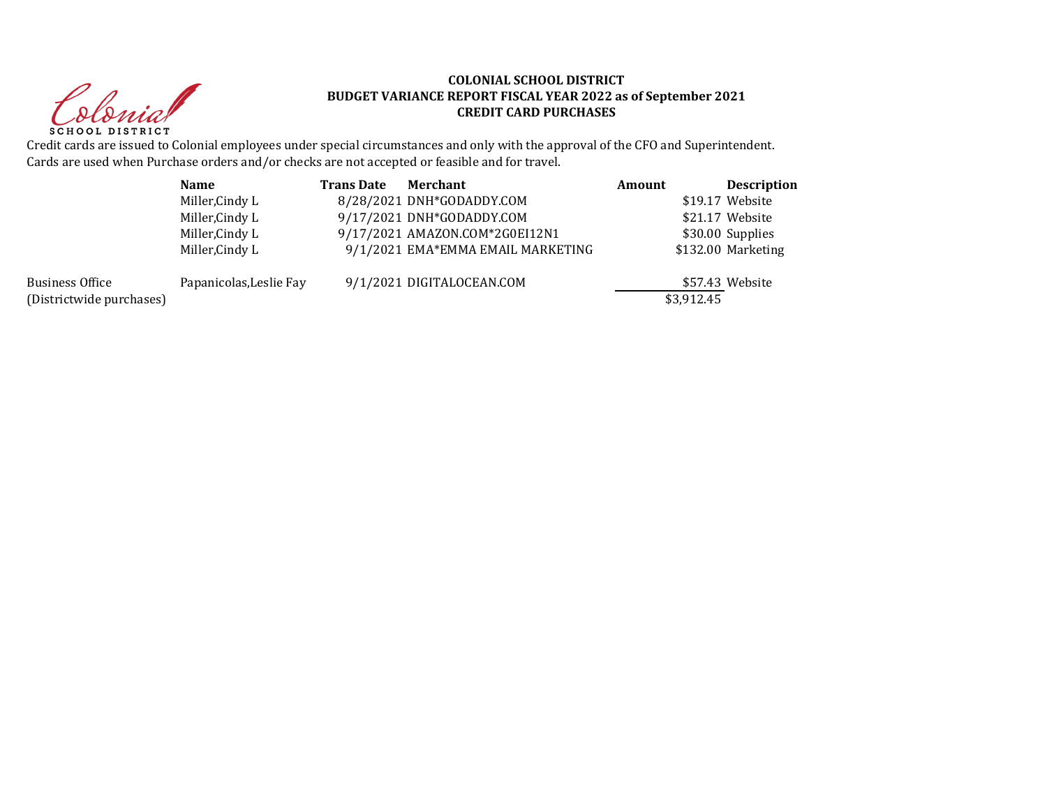**COLONIAL SCHOOL DISTRICT**
**BUDGET VARIANCE REPORT FISCAL YEAR 2022 as of September 2021**
**CREDIT CARD PURCHASES**

Credit cards are issued to Colonial employees under special circumstances and only with the approval of the CFO and Superintendent.
Cards are used when Purchase orders and/or checks are not accepted or feasible and for travel.

| | Name | Trans Date | Merchant | Amount | Description |
|---|---|---|---|---|---|
| | Miller,Cindy L | 8/28/2021 | DNH*GODADDY.COM | $19.17 | Website |
| | Miller,Cindy L | 9/17/2021 | DNH*GODADDY.COM | $21.17 | Website |
| | Miller,Cindy L | 9/17/2021 | AMAZON.COM*2G0EI12N1 | $30.00 | Supplies |
| | Miller,Cindy L | 9/1/2021 | EMA*EMMA EMAIL MARKETING | $132.00 | Marketing |
| Business Office | Papanicolas,Leslie Fay | 9/1/2021 | DIGITALOCEAN.COM | $57.43 | Website |
| (Districtwide purchases) | | | | $3,912.45 | |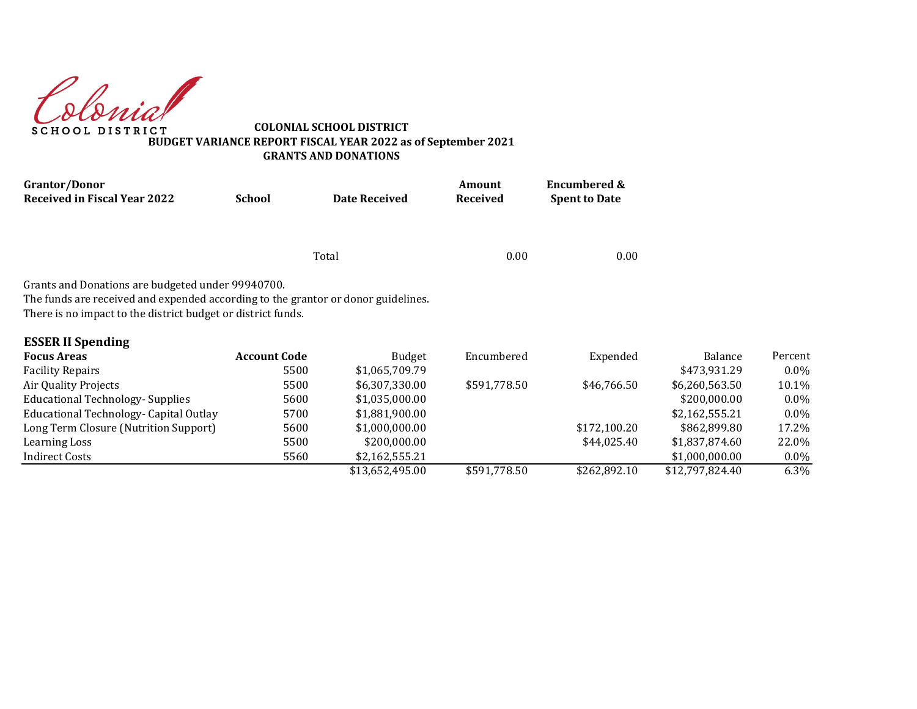Colonial SCHOOL DISTRICT

**COLONIAL SCHOOL DISTRICT**
**BUDGET VARIANCE REPORT FISCAL YEAR 2022 as of September 2021**
**GRANTS AND DONATIONS**

| Grantor/Donor Received in Fiscal Year 2022 | School | Date Received | Amount Received | Encumbered & Spent to Date |
|---|---|---|---|---|
| | | Total | 0.00 | 0.00 |

Grants and Donations are budgeted under 99940700.
The funds are received and expended according to the grantor or donor guidelines.
There is no impact to the district budget or district funds.

## ESSER II Spending

| Focus Areas | Account Code | Budget | Encumbered | Expended | Balance | Percent |
|---|---|---|---|---|---|---|
| Facility Repairs | 5500 | $1,065,709.79 | | | $473,931.29 | 0.0% |
| Air Quality Projects | 5500 | $6,307,330.00 | $591,778.50 | $46,766.50 | $6,260,563.50 | 10.1% |
| Educational Technology- Supplies | 5600 | $1,035,000.00 | | | $200,000.00 | 0.0% |
| Educational Technology- Capital Outlay | 5700 | $1,881,900.00 | | | $2,162,555.21 | 0.0% |
| Long Term Closure (Nutrition Support) | 5600 | $1,000,000.00 | | $172,100.20 | $862,899.80 | 17.2% |
| Learning Loss | 5500 | $200,000.00 | | $44,025.40 | $1,837,874.60 | 22.0% |
| Indirect Costs | 5560 | $2,162,555.21 | | | $1,000,000.00 | 0.0% |
| | | $13,652,495.00 | $591,778.50 | $262,892.10 | $12,797,824.40 | 6.3% |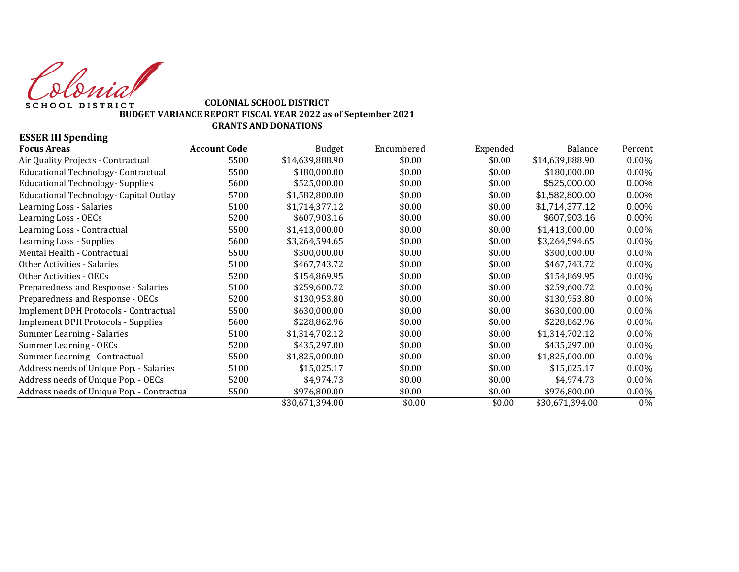Colonial SCHOOL DISTRICT

**COLONIAL SCHOOL DISTRICT**
**BUDGET VARIANCE REPORT FISCAL YEAR 2022 as of September 2021**
**GRANTS AND DONATIONS**

## ESSER III Spending

| Focus Areas | Account Code | Budget | Encumbered | Expended | Balance | Percent |
|---|---|---|---|---|---|---|
| Air Quality Projects - Contractual | 5500 | $14,639,888.90 | $0.00 | $0.00 | $14,639,888.90 | 0.00% |
| Educational Technology- Contractual | 5500 | $180,000.00 | $0.00 | $0.00 | $180,000.00 | 0.00% |
| Educational Technology- Supplies | 5600 | $525,000.00 | $0.00 | $0.00 | $525,000.00 | 0.00% |
| Educational Technology- Capital Outlay | 5700 | $1,582,800.00 | $0.00 | $0.00 | $1,582,800.00 | 0.00% |
| Learning Loss - Salaries | 5100 | $1,714,377.12 | $0.00 | $0.00 | $1,714,377.12 | 0.00% |
| Learning Loss - OECs | 5200 | $607,903.16 | $0.00 | $0.00 | $607,903.16 | 0.00% |
| Learning Loss - Contractual | 5500 | $1,413,000.00 | $0.00 | $0.00 | $1,413,000.00 | 0.00% |
| Learning Loss - Supplies | 5600 | $3,264,594.65 | $0.00 | $0.00 | $3,264,594.65 | 0.00% |
| Mental Health - Contractual | 5500 | $300,000.00 | $0.00 | $0.00 | $300,000.00 | 0.00% |
| Other Activities - Salaries | 5100 | $467,743.72 | $0.00 | $0.00 | $467,743.72 | 0.00% |
| Other Activities - OECs | 5200 | $154,869.95 | $0.00 | $0.00 | $154,869.95 | 0.00% |
| Preparedness and Response - Salaries | 5100 | $259,600.72 | $0.00 | $0.00 | $259,600.72 | 0.00% |
| Preparedness and Response - OECs | 5200 | $130,953.80 | $0.00 | $0.00 | $130,953.80 | 0.00% |
| Implement DPH Protocols - Contractual | 5500 | $630,000.00 | $0.00 | $0.00 | $630,000.00 | 0.00% |
| Implement DPH Protocols - Supplies | 5600 | $228,862.96 | $0.00 | $0.00 | $228,862.96 | 0.00% |
| Summer Learning - Salaries | 5100 | $1,314,702.12 | $0.00 | $0.00 | $1,314,702.12 | 0.00% |
| Summer Learning - OECs | 5200 | $435,297.00 | $0.00 | $0.00 | $435,297.00 | 0.00% |
| Summer Learning - Contractual | 5500 | $1,825,000.00 | $0.00 | $0.00 | $1,825,000.00 | 0.00% |
| Address needs of Unique Pop. - Salaries | 5100 | $15,025.17 | $0.00 | $0.00 | $15,025.17 | 0.00% |
| Address needs of Unique Pop. - OECs | 5200 | $4,974.73 | $0.00 | $0.00 | $4,974.73 | 0.00% |
| Address needs of Unique Pop. - Contractua | 5500 | $976,800.00 | $0.00 | $0.00 | $976,800.00 | 0.00% |
| | | $30,671,394.00 | $0.00 | $0.00 | $30,671,394.00 | 0% |